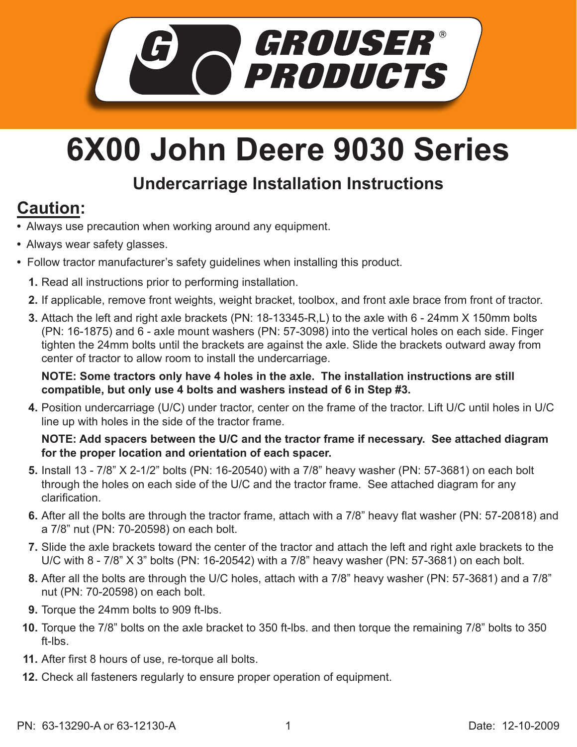# GROUSER® PRODUCTS

# 6X00 John Deere 9030 Series

## Undercarriage Installation Instructions

## Caution:

- Always use precaution when working around any equipment.
- Always wear safety glasses.
- Follow tractor manufacturer's safety guidelines when installing this product.

1. Read all instructions prior to performing installation.
2. If applicable, remove front weights, weight bracket, toolbox, and front axle brace from front of tractor.
3. Attach the left and right axle brackets (PN: 18-13345-R,L) to the axle with 6 - 24mm X 150mm bolts (PN: 16-1875) and 6 - axle mount washers (PN: 57-3098) into the vertical holes on each side. Finger tighten the 24mm bolts until the brackets are against the axle. Slide the brackets outward away from center of tractor to allow room to install the undercarriage.

   **NOTE: Some tractors only have 4 holes in the axle. The installation instructions are still compatible, but only use 4 bolts and washers instead of 6 in Step #3.**
4. Position undercarriage (U/C) under tractor, center on the frame of the tractor. Lift U/C until holes in U/C line up with holes in the side of the tractor frame.

   **NOTE: Add spacers between the U/C and the tractor frame if necessary. See attached diagram for the proper location and orientation of each spacer.**
5. Install 13 - 7/8" X 2-1/2" bolts (PN: 16-20540) with a 7/8" heavy washer (PN: 57-3681) on each bolt through the holes on each side of the U/C and the tractor frame. See attached diagram for any clarification.
6. After all the bolts are through the tractor frame, attach with a 7/8" heavy flat washer (PN: 57-20818) and a 7/8" nut (PN: 70-20598) on each bolt.
7. Slide the axle brackets toward the center of the tractor and attach the left and right axle brackets to the U/C with 8 - 7/8" X 3" bolts (PN: 16-20542) with a 7/8" heavy washer (PN: 57-3681) on each bolt.
8. After all the bolts are through the U/C holes, attach with a 7/8" heavy washer (PN: 57-3681) and a 7/8" nut (PN: 70-20598) on each bolt.
9. Torque the 24mm bolts to 909 ft-lbs.
10. Torque the 7/8" bolts on the axle bracket to 350 ft-lbs. and then torque the remaining 7/8" bolts to 350 ft-lbs.
11. After first 8 hours of use, re-torque all bolts.
12. Check all fasteners regularly to ensure proper operation of equipment.

PN: 63-13290-A or 63-12130-A

Date: 12-10-2009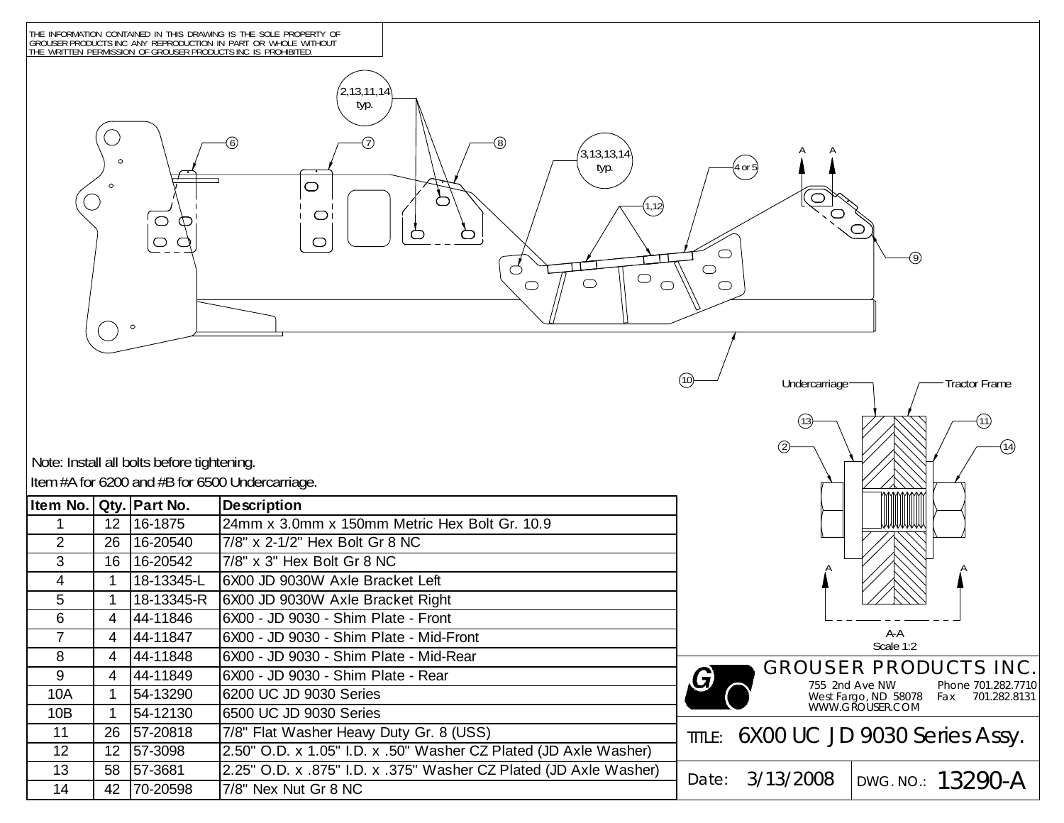THE INFORMATION CONTAINED IN THIS DRAWING IS THE SOLE PROPERTY OF GROUSER PRODUCTS INC ANY REPRODUCTION IN PART OR WHOLE WITHOUT THE WRITTEN PERMISSION OF GROUSER PRODUCTS INC IS PROHIBITED.

2,13,11,14 typ.

6

7

8

3,13,13,14 typ.

4 or 5

1,12

A A

9

10

Undercarriage

Tractor Frame

13

11

2

14

A A

A-A
Scale 1:2

Note: Install all bolts before tightening.

Item #A for 6200 and #B for 6500 Undercarriage.

| Item No. | Qty. | Part No. | Description |
|---|---|---|---|
| 1 | 12 | 16-1875 | 24mm x 3.0mm x 150mm Metric Hex Bolt Gr. 10.9 |
| 2 | 26 | 16-20540 | 7/8" x 2-1/2" Hex Bolt Gr 8 NC |
| 3 | 16 | 16-20542 | 7/8" x 3" Hex Bolt Gr 8 NC |
| 4 | 1 | 18-13345-L | 6X00 JD 9030W Axle Bracket Left |
| 5 | 1 | 18-13345-R | 6X00 JD 9030W Axle Bracket Right |
| 6 | 4 | 44-11846 | 6X00 - JD 9030 - Shim Plate - Front |
| 7 | 4 | 44-11847 | 6X00 - JD 9030 - Shim Plate - Mid-Front |
| 8 | 4 | 44-11848 | 6X00 - JD 9030 - Shim Plate - Mid-Rear |
| 9 | 4 | 44-11849 | 6X00 - JD 9030 - Shim Plate - Rear |
| 10A | 1 | 54-13290 | 6200 UC JD 9030 Series |
| 10B | 1 | 54-12130 | 6500 UC JD 9030 Series |
| 11 | 26 | 57-20818 | 7/8" Flat Washer Heavy Duty Gr. 8 (USS) |
| 12 | 12 | 57-3098 | 2.50" O.D. x 1.05" I.D. x .50" Washer CZ Plated (JD Axle Washer) |
| 13 | 58 | 57-3681 | 2.25" O.D. x .875" I.D. x .375" Washer CZ Plated (JD Axle Washer) |
| 14 | 42 | 70-20598 | 7/8" Nex Nut Gr 8 NC |

GROUSER PRODUCTS INC.
755 2nd Ave NW
West Fargo, ND 58078
WWW.GROUSER.COM
Phone 701.282.7710
Fax 701.282.8131

TITLE: 6X00 UC JD 9030 Series Assy.

Date: 3/13/2008

DWG. NO.: 13290-A